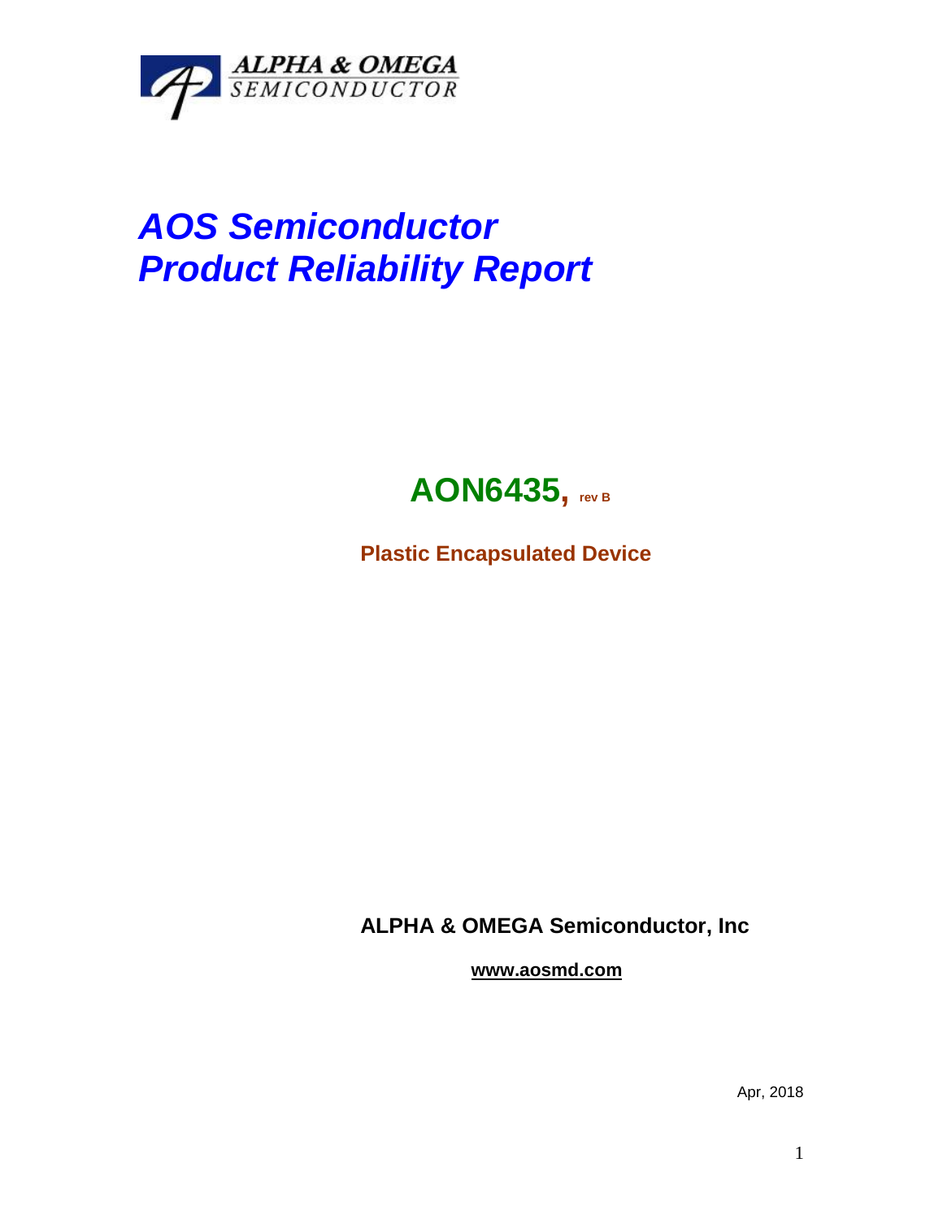ALPHA & OMEGA
SEMICONDUCTOR

# *AOS Semiconductor*
# *Product Reliability Report*

## AON6435, rev B

**Plastic Encapsulated Device**

**ALPHA & OMEGA Semiconductor, Inc**

**www.aosmd.com**

Apr, 2018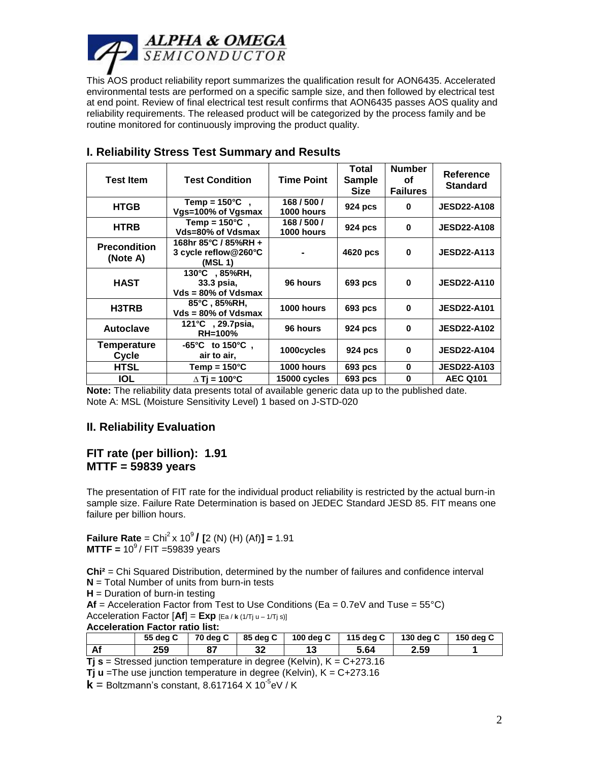ALPHA & OMEGA SEMICONDUCTOR

This AOS product reliability report summarizes the qualification result for AON6435. Accelerated environmental tests are performed on a specific sample size, and then followed by electrical test at end point. Review of final electrical test result confirms that AON6435 passes AOS quality and reliability requirements. The released product will be categorized by the process family and be routine monitored for continuously improving the product quality.

## I. Reliability Stress Test Summary and Results

| Test Item | Test Condition | Time Point | Total Sample Size | Number of Failures | Reference Standard |
|---|---|---|---|---|---|
| HTGB | Temp = 150°C , Vgs=100% of Vgsmax | 168 / 500 / 1000 hours | 924 pcs | 0 | JESD22-A108 |
| HTRB | Temp = 150°C , Vds=80% of Vdsmax | 168 / 500 / 1000 hours | 924 pcs | 0 | JESD22-A108 |
| Precondition (Note A) | 168hr 85°C / 85%RH + 3 cycle reflow@260°C (MSL 1) | - | 4620 pcs | 0 | JESD22-A113 |
| HAST | 130°C , 85%RH, 33.3 psia, Vds = 80% of Vdsmax | 96 hours | 693 pcs | 0 | JESD22-A110 |
| H3TRB | 85°C , 85%RH, Vds = 80% of Vdsmax | 1000 hours | 693 pcs | 0 | JESD22-A101 |
| Autoclave | 121°C , 29.7psia, RH=100% | 96 hours | 924 pcs | 0 | JESD22-A102 |
| Temperature Cycle | -65°C to 150°C , air to air, | 1000cycles | 924 pcs | 0 | JESD22-A104 |
| HTSL | Temp = 150°C | 1000 hours | 693 pcs | 0 | JESD22-A103 |
| IOL | $\Delta$ Tj = 100°C | 15000 cycles | 693 pcs | 0 | AEC Q101 |

**Note:** The reliability data presents total of available generic data up to the published date.
Note A: MSL (Moisture Sensitivity Level) 1 based on J-STD-020

## II. Reliability Evaluation

### FIT rate (per billion): 1.91
### MTTF = 59839 years

The presentation of FIT rate for the individual product reliability is restricted by the actual burn-in sample size. Failure Rate Determination is based on JEDEC Standard JESD 85. FIT means one failure per billion hours.

**Failure Rate** = $Chi^2 \times 10^9$ **/ [**2 (N) (H) (Af)**] =** 1.91
**MTTF =** $10^9$ / FIT =59839 years

**Chi²** = Chi Squared Distribution, determined by the number of failures and confidence interval
**N** = Total Number of units from burn-in tests
**H** = Duration of burn-in testing
**Af** = Acceleration Factor from Test to Use Conditions (Ea = 0.7eV and Tuse = 55°C)
Acceleration Factor [**Af**] = **Exp** [Ea / **k** (1/Tj u – 1/Tj s)]

**Acceleration Factor ratio list:**

| | 55 deg C | 70 deg C | 85 deg C | 100 deg C | 115 deg C | 130 deg C | 150 deg C |
|---|---|---|---|---|---|---|---|
| Af | 259 | 87 | 32 | 13 | 5.64 | 2.59 | 1 |

**Tj s** = Stressed junction temperature in degree (Kelvin), K = C+273.16
**Tj u** =The use junction temperature in degree (Kelvin), K = C+273.16
**k** = Boltzmann's constant, 8.617164 X $10^{-5}$eV / K